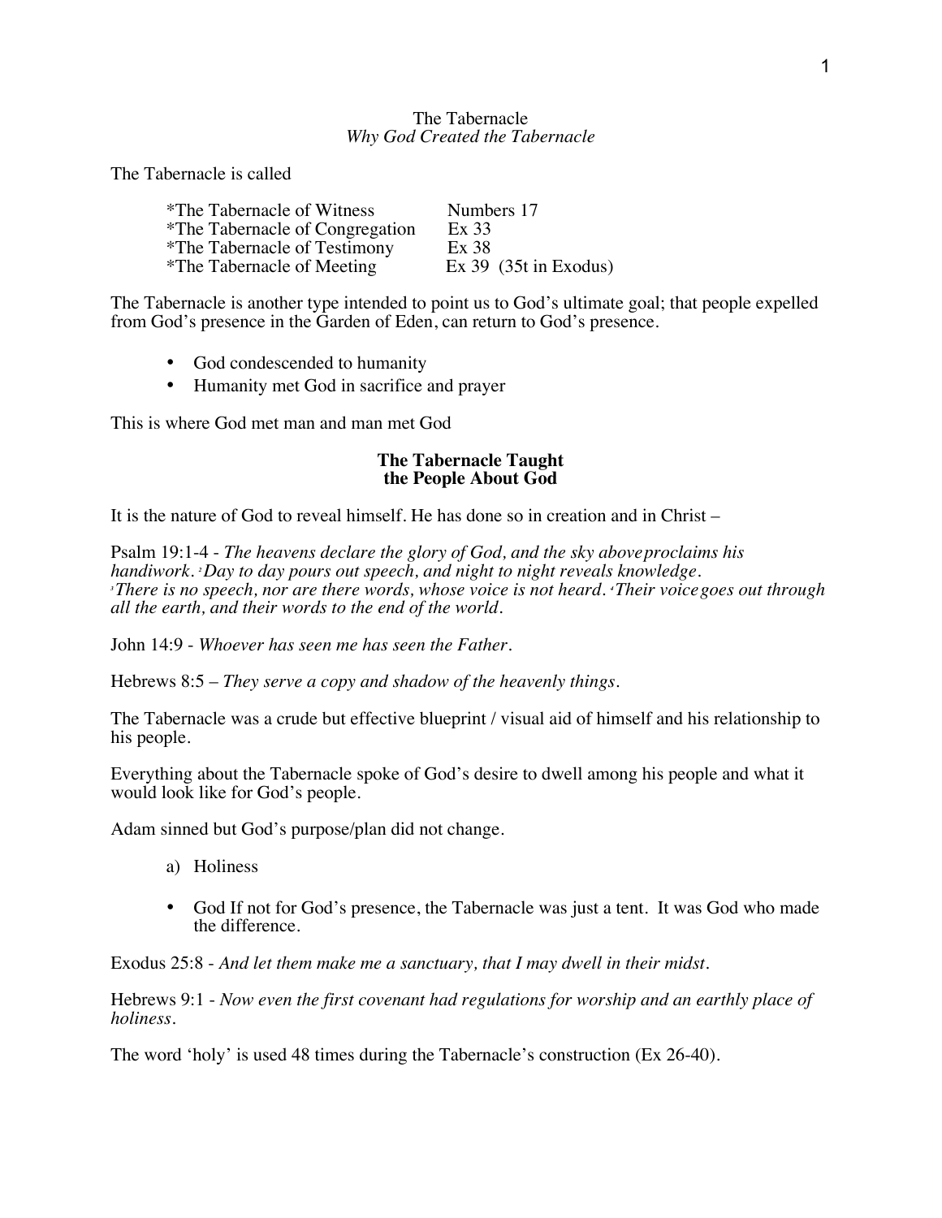# The Tabernacle

*Why God Created the Tabernacle*

The Tabernacle is called

| | |
|---|---|
| *The Tabernacle of Witness | Numbers 17 |
| *The Tabernacle of Congregation | Ex 33 |
| *The Tabernacle of Testimony | Ex 38 |
| *The Tabernacle of Meeting | Ex 39 (35t in Exodus) |

The Tabernacle is another type intended to point us to God's ultimate goal; that people expelled from God's presence in the Garden of Eden, can return to God's presence.

- God condescended to humanity
- Humanity met God in sacrifice and prayer

This is where God met man and man met God

## The Tabernacle Taught the People About God

It is the nature of God to reveal himself. He has done so in creation and in Christ –

Psalm 19:1-4 - *The heavens declare the glory of God, and the sky above proclaims his handiwork.* [2] *Day to day pours out speech, and night to night reveals knowledge.* [3] *There is no speech, nor are there words, whose voice is not heard.* [4] *Their voice goes out through all the earth, and their words to the end of the world.*

John 14:9 - *Whoever has seen me has seen the Father.*

Hebrews 8:5 – *They serve a copy and shadow of the heavenly things.*

The Tabernacle was a crude but effective blueprint / visual aid of himself and his relationship to his people.

Everything about the Tabernacle spoke of God's desire to dwell among his people and what it would look like for God's people.

Adam sinned but God's purpose/plan did not change.

a) Holiness

- God If not for God's presence, the Tabernacle was just a tent. It was God who made the difference.

Exodus 25:8 - *And let them make me a sanctuary, that I may dwell in their midst.*

Hebrews 9:1 - *Now even the first covenant had regulations for worship and an earthly place of holiness.*

The word 'holy' is used 48 times during the Tabernacle's construction (Ex 26-40).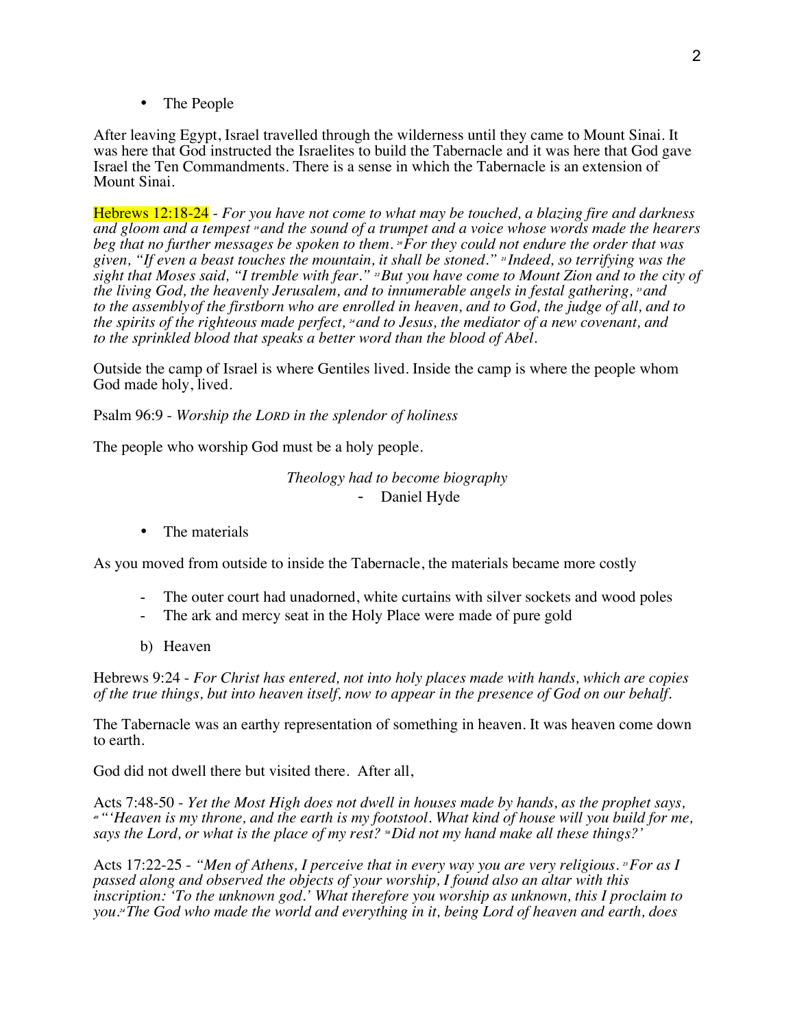- The People

After leaving Egypt, Israel travelled through the wilderness until they came to Mount Sinai. It was here that God instructed the Israelites to build the Tabernacle and it was here that God gave Israel the Ten Commandments. There is a sense in which the Tabernacle is an extension of Mount Sinai.

Hebrews 12:18-24 - *For you have not come to what may be touched, a blazing fire and darkness and gloom and a tempest [19] and the sound of a trumpet and a voice whose words made the hearers beg that no further messages be spoken to them. [20] For they could not endure the order that was given, "If even a beast touches the mountain, it shall be stoned." [21] Indeed, so terrifying was the sight that Moses said, "I tremble with fear." [22] But you have come to Mount Zion and to the city of the living God, the heavenly Jerusalem, and to innumerable angels in festal gathering, [23] and to the assembly of the firstborn who are enrolled in heaven, and to God, the judge of all, and to the spirits of the righteous made perfect, [24] and to Jesus, the mediator of a new covenant, and to the sprinkled blood that speaks a better word than the blood of Abel.*

Outside the camp of Israel is where Gentiles lived. Inside the camp is where the people whom God made holy, lived.

Psalm 96:9 - *Worship the LORD in the splendor of holiness*

The people who worship God must be a holy people.

*Theology had to become biography*
- Daniel Hyde

- The materials

As you moved from outside to inside the Tabernacle, the materials became more costly

- The outer court had unadorned, white curtains with silver sockets and wood poles
- The ark and mercy seat in the Holy Place were made of pure gold

b) Heaven

Hebrews 9:24 - *For Christ has entered, not into holy places made with hands, which are copies of the true things, but into heaven itself, now to appear in the presence of God on our behalf.*

The Tabernacle was an earthy representation of something in heaven. It was heaven come down to earth.

God did not dwell there but visited there. After all,

Acts 7:48-50 - *Yet the Most High does not dwell in houses made by hands, as the prophet says, [49] "'Heaven is my throne, and the earth is my footstool. What kind of house will you build for me, says the Lord, or what is the place of my rest? [50] Did not my hand make all these things?'*

Acts 17:22-25 - *"Men of Athens, I perceive that in every way you are very religious. [23] For as I passed along and observed the objects of your worship, I found also an altar with this inscription: 'To the unknown god.' What therefore you worship as unknown, this I proclaim to you. [24] The God who made the world and everything in it, being Lord of heaven and earth, does*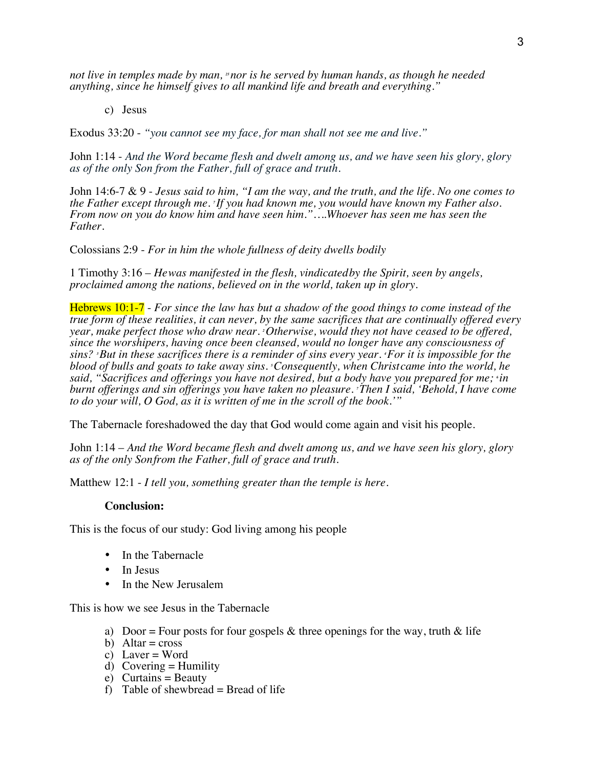*not live in temples made by man, [25]nor is he served by human hands, as though he needed anything, since he himself gives to all mankind life and breath and everything."*

c) Jesus

Exodus 33:20 - *"you cannot see my face, for man shall not see me and live."*

John 1:14 - *And the Word became flesh and dwelt among us, and we have seen his glory, glory as of the only Son from the Father, full of grace and truth.*

John 14:6-7 & 9 - *Jesus said to him, "I am the way, and the truth, and the life. No one comes to the Father except through me. [7]If you had known me, you would have known my Father also. From now on you do know him and have seen him."….Whoever has seen me has seen the Father.*

Colossians 2:9 - *For in him the whole fullness of deity dwells bodily*

1 Timothy 3:16 – *He was manifested in the flesh, vindicated by the Spirit, seen by angels, proclaimed among the nations, believed on in the world, taken up in glory.*

Hebrews 10:1-7 - *For since the law has but a shadow of the good things to come instead of the true form of these realities, it can never, by the same sacrifices that are continually offered every year, make perfect those who draw near. [2]Otherwise, would they not have ceased to be offered, since the worshipers, having once been cleansed, would no longer have any consciousness of sins? [3]But in these sacrifices there is a reminder of sins every year. [4]For it is impossible for the blood of bulls and goats to take away sins. [5]Consequently, when Christ came into the world, he said, "Sacrifices and offerings you have not desired, but a body have you prepared for me; [6]in burnt offerings and sin offerings you have taken no pleasure. [7]Then I said, 'Behold, I have come to do your will, O God, as it is written of me in the scroll of the book.'"*

The Tabernacle foreshadowed the day that God would come again and visit his people.

John 1:14 – *And the Word became flesh and dwelt among us, and we have seen his glory, glory as of the only Son from the Father, full of grace and truth.*

Matthew 12:1 - *I tell you, something greater than the temple is here.*

**Conclusion:**

This is the focus of our study: God living among his people

- In the Tabernacle
- In Jesus
- In the New Jerusalem

This is how we see Jesus in the Tabernacle

a) Door = Four posts for four gospels & three openings for the way, truth & life
b) Altar = cross
c) Laver = Word
d) Covering = Humility
e) Curtains = Beauty
f) Table of shewbread = Bread of life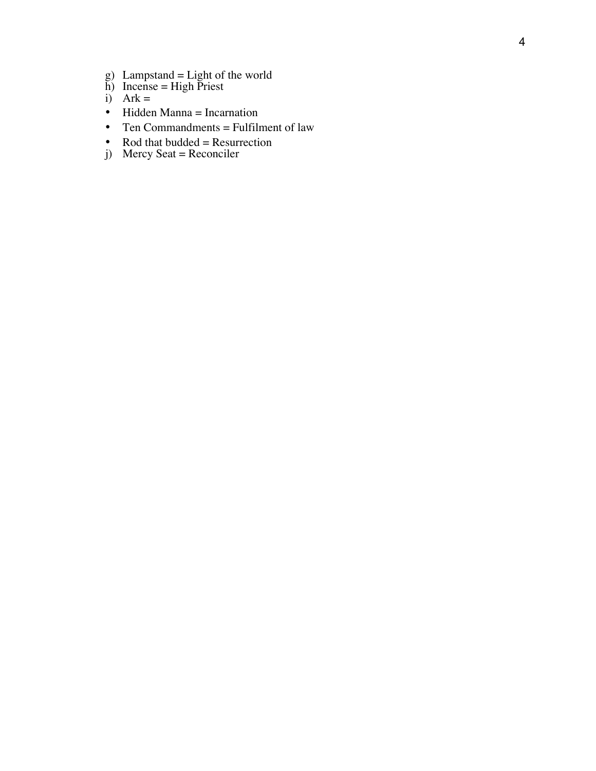g) Lampstand = Light of the world
h) Incense = High Priest
i) Ark =
- Hidden Manna = Incarnation
- Ten Commandments = Fulfilment of law
- Rod that budded = Resurrection

j) Mercy Seat = Reconciler